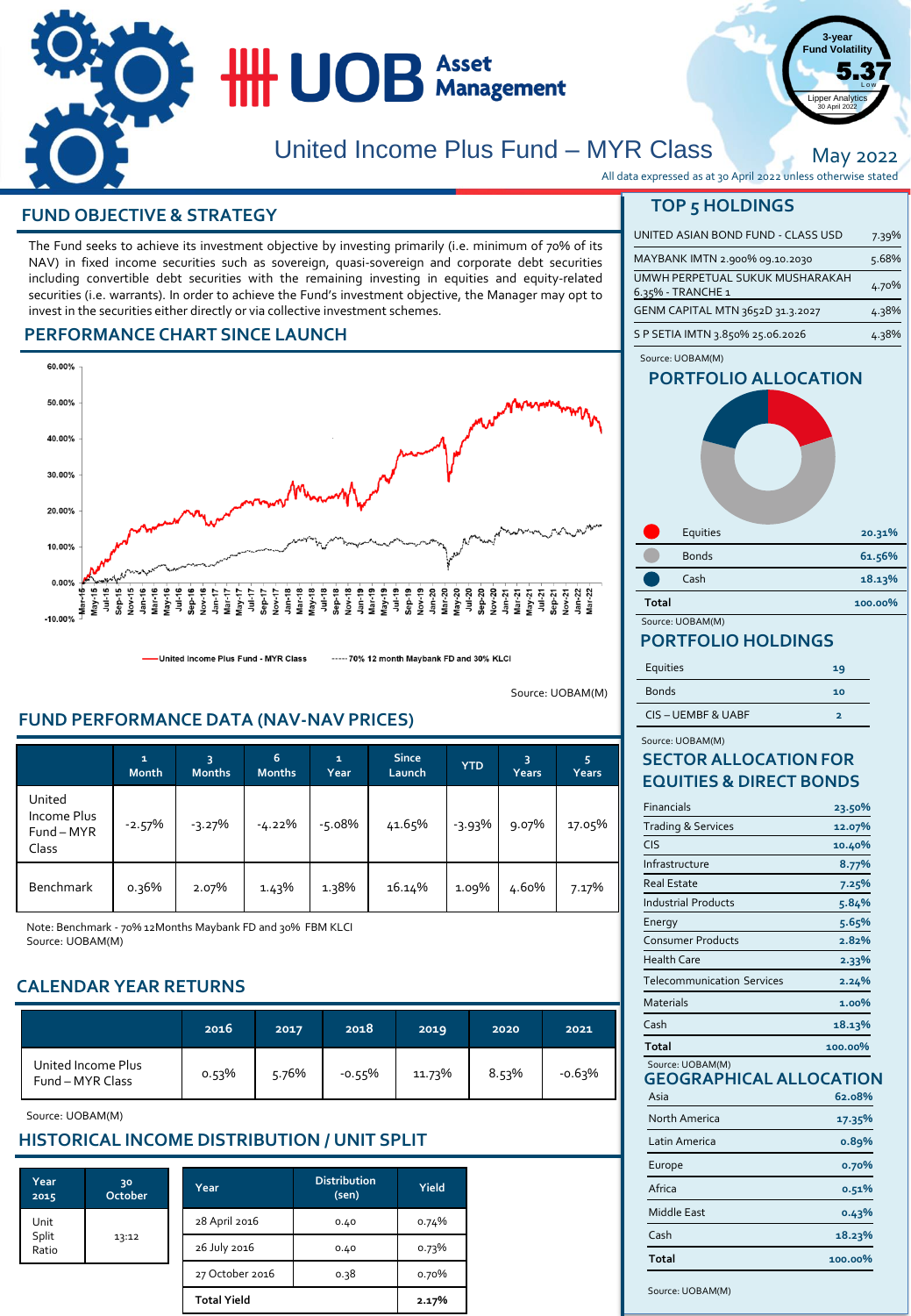# United Income Plus Fund – MYR Class

May 2022

All data expressed as at 30 April 2022 unless otherwise stated

3-year Fund Volatility 5.37 Low
Lipper Analytics 30 April 2022

## FUND OBJECTIVE & STRATEGY

The Fund seeks to achieve its investment objective by investing primarily (i.e. minimum of 70% of its NAV) in fixed income securities such as sovereign, quasi-sovereign and corporate debt securities including convertible debt securities with the remaining investing in equities and equity-related securities (i.e. warrants). In order to achieve the Fund's investment objective, the Manager may opt to invest in the securities either directly or via collective investment schemes.

## PERFORMANCE CHART SINCE LAUNCH

United Income Plus Fund - MYR Class / 70% 12 month Maybank FD and 30% KLCI

Source: UOBAM(M)

## FUND PERFORMANCE DATA (NAV-NAV PRICES)

| | 1 Month | 3 Months | 6 Months | 1 Year | Since Launch | YTD | 3 Years | 5 Years |
|---|---|---|---|---|---|---|---|---|
| United Income Plus Fund – MYR Class | -2.57% | -3.27% | -4.22% | -5.08% | 41.65% | -3.93% | 9.07% | 17.05% |
| Benchmark | 0.36% | 2.07% | 1.43% | 1.38% | 16.14% | 1.09% | 4.60% | 7.17% |

Note: Benchmark - 70% 12Months Maybank FD and 30% FBM KLCI
Source: UOBAM(M)

## CALENDAR YEAR RETURNS

| | 2016 | 2017 | 2018 | 2019 | 2020 | 2021 |
|---|---|---|---|---|---|---|
| United Income Plus Fund – MYR Class | 0.53% | 5.76% | -0.55% | 11.73% | 8.53% | -0.63% |

Source: UOBAM(M)

## HISTORICAL INCOME DISTRIBUTION / UNIT SPLIT

| Year 2015 | 30 October |
|---|---|
| Unit Split Ratio | 13:12 |

| Year | Distribution (sen) | Yield |
|---|---|---|
| 28 April 2016 | 0.40 | 0.74% |
| 26 July 2016 | 0.40 | 0.73% |
| 27 October 2016 | 0.38 | 0.70% |
| **Total Yield** | | **2.17%** |

## TOP 5 HOLDINGS

| | |
|---|---|
| UNITED ASIAN BOND FUND - CLASS USD | 7.39% |
| MAYBANK IMTN 2.900% 09.10.2030 | 5.68% |
| UMWH PERPETUAL SUKUK MUSHARAKAH 6.35% - TRANCHE 1 | 4.70% |
| GENM CAPITAL MTN 3652D 31.3.2027 | 4.38% |
| S P SETIA IMTN 3.850% 25.06.2026 | 4.38% |

Source: UOBAM(M)

## PORTFOLIO ALLOCATION

| | |
|---|---|
| Equities | 20.31% |
| Bonds | 61.56% |
| Cash | 18.13% |
| **Total** | **100.00%** |

Source: UOBAM(M)

## PORTFOLIO HOLDINGS

| | |
|---|---|
| Equities | 19 |
| Bonds | 10 |
| CIS – UEMBF & UABF | 2 |

Source: UOBAM(M)

## SECTOR ALLOCATION FOR EQUITIES & DIRECT BONDS

| | |
|---|---|
| Financials | 23.50% |
| Trading & Services | 12.07% |
| CIS | 10.40% |
| Infrastructure | 8.77% |
| Real Estate | 7.25% |
| Industrial Products | 5.84% |
| Energy | 5.65% |
| Consumer Products | 2.82% |
| Health Care | 2.33% |
| Telecommunication Services | 2.24% |
| Materials | 1.00% |
| Cash | 18.13% |
| **Total** | **100.00%** |

Source: UOBAM(M)

## GEOGRAPHICAL ALLOCATION

| | |
|---|---|
| Asia | 62.08% |
| North America | 17.35% |
| Latin America | 0.89% |
| Europe | 0.70% |
| Africa | 0.51% |
| Middle East | 0.43% |
| Cash | 18.23% |
| **Total** | **100.00%** |

Source: UOBAM(M)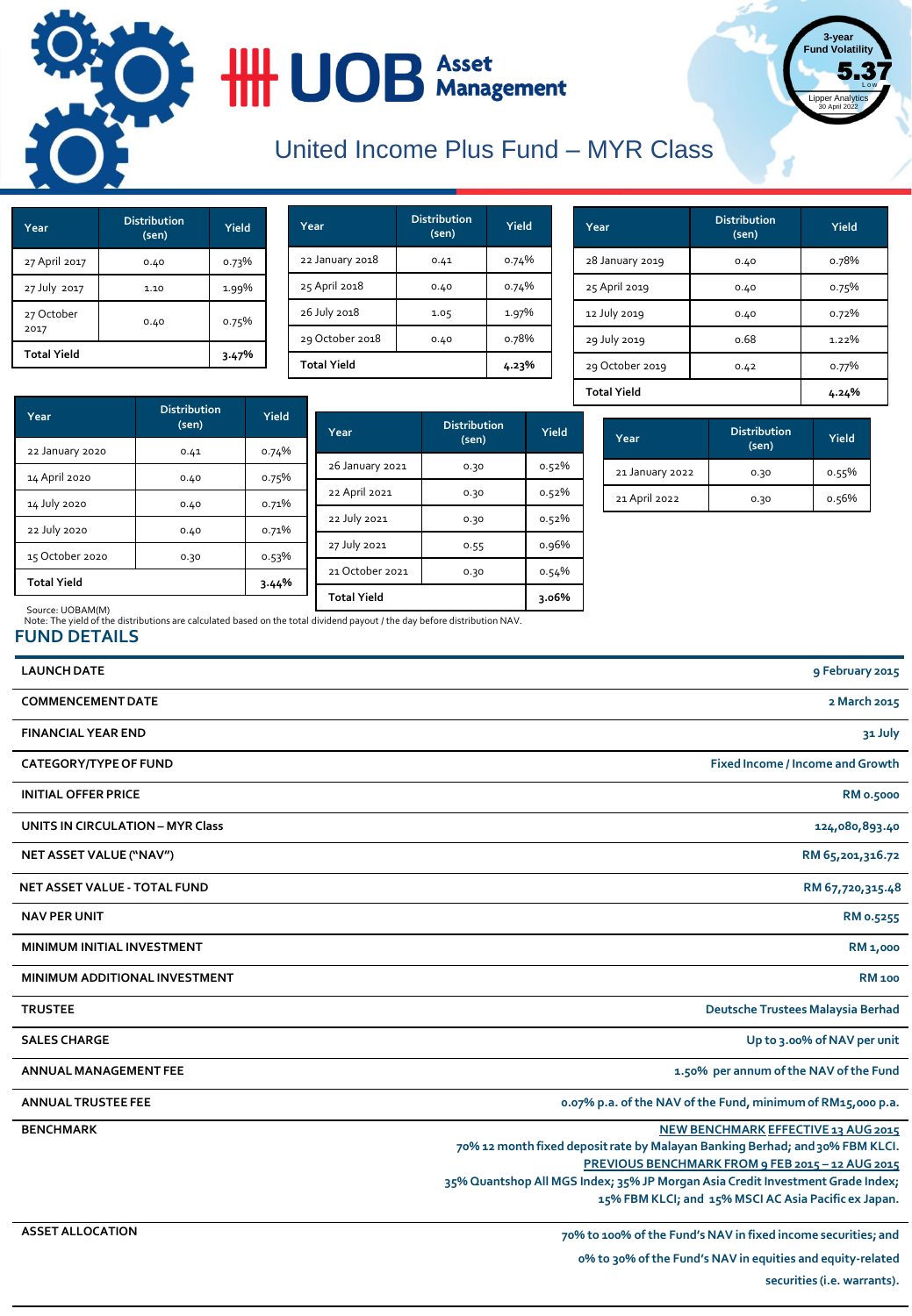3-year Fund Volatility

**5.37**

Low

Lipper Analytics 30 April 2022

# United Income Plus Fund – MYR Class

| Year | Distribution (sen) | Yield |
|---|---|---|
| 27 April 2017 | 0.40 | 0.73% |
| 27 July 2017 | 1.10 | 1.99% |
| 27 October 2017 | 0.40 | 0.75% |
| **Total Yield** | | **3.47%** |

| Year | Distribution (sen) | Yield |
|---|---|---|
| 22 January 2018 | 0.41 | 0.74% |
| 25 April 2018 | 0.40 | 0.74% |
| 26 July 2018 | 1.05 | 1.97% |
| 29 October 2018 | 0.40 | 0.78% |
| **Total Yield** | | **4.23%** |

| Year | Distribution (sen) | Yield |
|---|---|---|
| 28 January 2019 | 0.40 | 0.78% |
| 25 April 2019 | 0.40 | 0.75% |
| 12 July 2019 | 0.40 | 0.72% |
| 29 July 2019 | 0.68 | 1.22% |
| 29 October 2019 | 0.42 | 0.77% |
| **Total Yield** | | **4.24%** |

| Year | Distribution (sen) | Yield |
|---|---|---|
| 22 January 2020 | 0.41 | 0.74% |
| 14 April 2020 | 0.40 | 0.75% |
| 14 July 2020 | 0.40 | 0.71% |
| 22 July 2020 | 0.40 | 0.71% |
| 15 October 2020 | 0.30 | 0.53% |
| **Total Yield** | | **3.44%** |

| Year | Distribution (sen) | Yield |
|---|---|---|
| 26 January 2021 | 0.30 | 0.52% |
| 22 April 2021 | 0.30 | 0.52% |
| 22 July 2021 | 0.30 | 0.52% |
| 27 July 2021 | 0.55 | 0.96% |
| 21 October 2021 | 0.30 | 0.54% |
| **Total Yield** | | **3.06%** |

| Year | Distribution (sen) | Yield |
|---|---|---|
| 21 January 2022 | 0.30 | 0.55% |
| 21 April 2022 | 0.30 | 0.56% |

Source: UOBAM(M)
Note: The yield of the distributions are calculated based on the total dividend payout / the day before distribution NAV.

## FUND DETAILS

| | |
|---|---|
| **LAUNCH DATE** | **9 February 2015** |
| **COMMENCEMENT DATE** | **2 March 2015** |
| **FINANCIAL YEAR END** | **31 July** |
| **CATEGORY/TYPE OF FUND** | **Fixed Income / Income and Growth** |
| **INITIAL OFFER PRICE** | **RM 0.5000** |
| **UNITS IN CIRCULATION – MYR Class** | **124,080,893.40** |
| **NET ASSET VALUE ("NAV")** | **RM 65,201,316.72** |
| **NET ASSET VALUE - TOTAL FUND** | **RM 67,720,315.48** |
| **NAV PER UNIT** | **RM 0.5255** |
| **MINIMUM INITIAL INVESTMENT** | **RM 1,000** |
| **MINIMUM ADDITIONAL INVESTMENT** | **RM 100** |
| **TRUSTEE** | **Deutsche Trustees Malaysia Berhad** |
| **SALES CHARGE** | **Up to 3.00% of NAV per unit** |
| **ANNUAL MANAGEMENT FEE** | **1.50% per annum of the NAV of the Fund** |
| **ANNUAL TRUSTEE FEE** | **0.07% p.a. of the NAV of the Fund, minimum of RM15,000 p.a.** |
| **BENCHMARK** | **NEW BENCHMARK EFFECTIVE 13 AUG 2015** **70% 12 month fixed deposit rate by Malayan Banking Berhad; and 30% FBM KLCI.** **PREVIOUS BENCHMARK FROM 9 FEB 2015 – 12 AUG 2015** **35% Quantshop All MGS Index; 35% JP Morgan Asia Credit Investment Grade Index; 15% FBM KLCI; and 15% MSCI AC Asia Pacific ex Japan.** |
| **ASSET ALLOCATION** | **70% to 100% of the Fund's NAV in fixed income securities; and 0% to 30% of the Fund's NAV in equities and equity-related securities (i.e. warrants).** |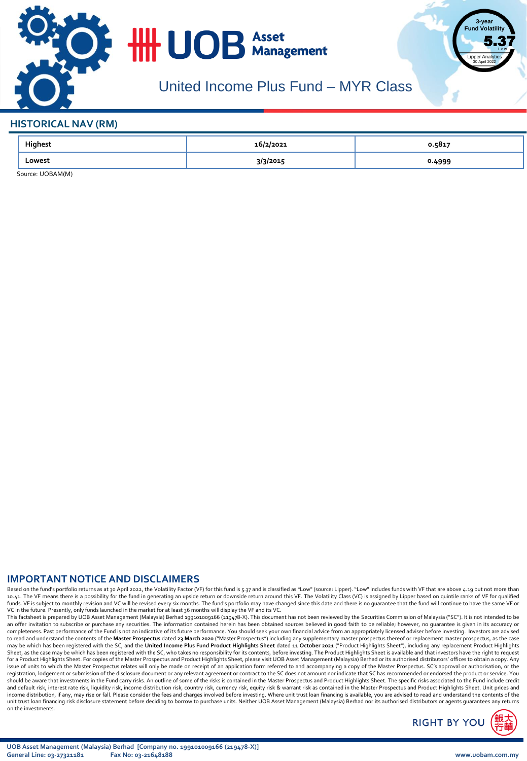## HISTORICAL NAV (RM)

| | | |
|---|---|---|
| Highest | 16/2/2021 | 0.5817 |
| Lowest | 3/3/2015 | 0.4999 |

Source: UOBAM(M)

## IMPORTANT NOTICE AND DISCLAIMERS

Based on the fund's portfolio returns as at 30 April 2022, the Volatility Factor (VF) for this fund is 5.37 and is classified as "Low" (source: Lipper). "Low" includes funds with VF that are above 4.19 but not more than 10.41. The VF means there is a possibility for the fund in generating an upside return or downside return around this VF. The Volatility Class (VC) is assigned by Lipper based on quintile ranks of VF for qualified funds. VF is subject to monthly revision and VC will be revised every six months. The fund's portfolio may have changed since this date and there is no guarantee that the fund will continue to have the same VF or VC in the future. Presently, only funds launched in the market for at least 36 months will display the VF and its VC.

This factsheet is prepared by UOB Asset Management (Malaysia) Berhad 199101009166 (219478-X). This document has not been reviewed by the Securities Commission of Malaysia ("SC"). It is not intended to be an offer invitation to subscribe or purchase any securities. The information contained herein has been obtained sources believed in good faith to be reliable; however, no guarantee is given in its accuracy or completeness. Past performance of the Fund is not an indicative of its future performance. You should seek your own financial advice from an appropriately licensed adviser before investing. Investors are advised to read and understand the contents of the **Master Prospectus** dated **23 March 2020** ("Master Prospectus") including any supplementary master prospectus thereof or replacement master prospectus, as the case may be which has been registered with the SC, and the **United Income Plus Fund Product Highlights Sheet** dated **11 October 2021** ("Product Highlights Sheet"), including any replacement Product Highlights Sheet, as the case may be which has been registered with the SC, who takes no responsibility for its contents, before investing. The Product Highlights Sheet is available and that investors have the right to request for a Product Highlights Sheet. For copies of the Master Prospectus and Product Highlights Sheet, please visit UOB Asset Management (Malaysia) Berhad or its authorised distributors' offices to obtain a copy. Any issue of units to which the Master Prospectus relates will only be made on receipt of an application form referred to and accompanying a copy of the Master Prospectus. SC's approval or authorisation, or the registration, lodgement or submission of the disclosure document or any relevant agreement or contract to the SC does not amount nor indicate that SC has recommended or endorsed the product or service. You should be aware that investments in the Fund carry risks. An outline of some of the risks is contained in the Master Prospectus and Product Highlights Sheet. The specific risks associated to the Fund include credit and default risk, interest rate risk, liquidity risk, income distribution risk, country risk, currency risk, equity risk & warrant risk as contained in the Master Prospectus and Product Highlights Sheet. Unit prices and income distribution, if any, may rise or fall. Please consider the fees and charges involved before investing. Where unit trust loan financing is available, you are advised to read and understand the contents of the unit trust loan financing risk disclosure statement before deciding to borrow to purchase units. Neither UOB Asset Management (Malaysia) Berhad nor its authorised distributors or agents guarantees any returns on the investments.